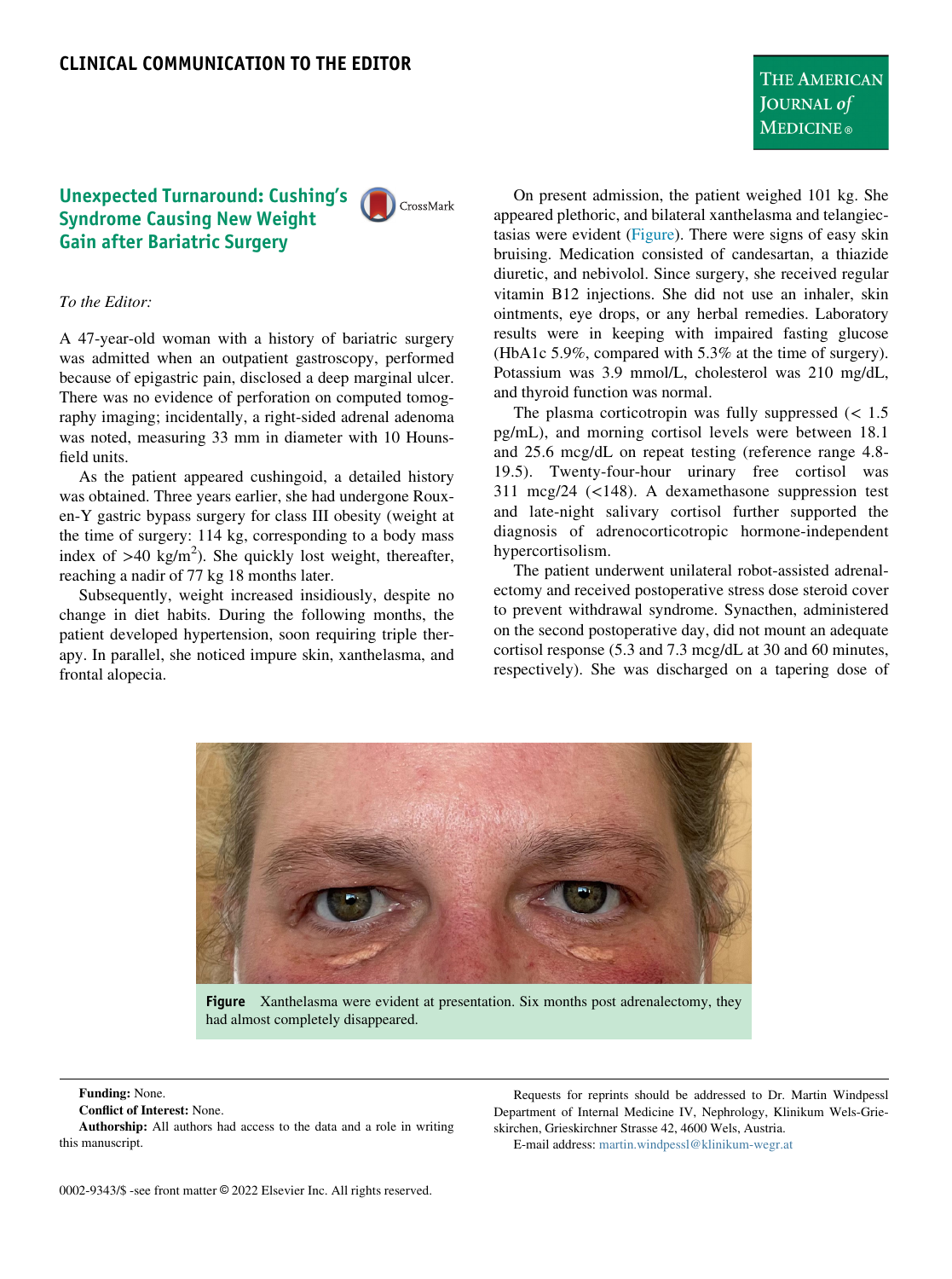CLINICAL COMMUNICATION TO THE EDITOR

# Unexpected Turnaround: Cushing's Syndrome Causing New Weight Gain after Bariatric Surgery

*To the Editor:*

A 47-year-old woman with a history of bariatric surgery was admitted when an outpatient gastroscopy, performed because of epigastric pain, disclosed a deep marginal ulcer. There was no evidence of perforation on computed tomography imaging; incidentally, a right-sided adrenal adenoma was noted, measuring 33 mm in diameter with 10 Hounsfield units.

As the patient appeared cushingoid, a detailed history was obtained. Three years earlier, she had undergone Roux-en-Y gastric bypass surgery for class III obesity (weight at the time of surgery: 114 kg, corresponding to a body mass index of >40 kg/m$^2$). She quickly lost weight, thereafter, reaching a nadir of 77 kg 18 months later.

Subsequently, weight increased insidiously, despite no change in diet habits. During the following months, the patient developed hypertension, soon requiring triple therapy. In parallel, she noticed impure skin, xanthelasma, and frontal alopecia.

On present admission, the patient weighed 101 kg. She appeared plethoric, and bilateral xanthelasma and telangiectasias were evident (Figure). There were signs of easy skin bruising. Medication consisted of candesartan, a thiazide diuretic, and nebivolol. Since surgery, she received regular vitamin B12 injections. She did not use an inhaler, skin ointments, eye drops, or any herbal remedies. Laboratory results were in keeping with impaired fasting glucose (HbA1c 5.9%, compared with 5.3% at the time of surgery). Potassium was 3.9 mmol/L, cholesterol was 210 mg/dL, and thyroid function was normal.

The plasma corticotropin was fully suppressed (< 1.5 pg/mL), and morning cortisol levels were between 18.1 and 25.6 mcg/dL on repeat testing (reference range 4.8-19.5). Twenty-four-hour urinary free cortisol was 311 mcg/24 (<148). A dexamethasone suppression test and late-night salivary cortisol further supported the diagnosis of adrenocorticotropic hormone-independent hypercortisolism.

The patient underwent unilateral robot-assisted adrenalectomy and received postoperative stress dose steroid cover to prevent withdrawal syndrome. Synacthen, administered on the second postoperative day, did not mount an adequate cortisol response (5.3 and 7.3 mcg/dL at 30 and 60 minutes, respectively). She was discharged on a tapering dose of

**Figure** Xanthelasma were evident at presentation. Six months post adrenalectomy, they had almost completely disappeared.

**Funding:** None.

**Conflict of Interest:** None.

**Authorship:** All authors had access to the data and a role in writing this manuscript.

Requests for reprints should be addressed to Dr. Martin Windpessl Department of Internal Medicine IV, Nephrology, Klinikum Wels-Grieskirchen, Grieskirchner Strasse 42, 4600 Wels, Austria.

E-mail address: martin.windpessl@klinikum-wegr.at

0002-9343/$ -see front matter © 2022 Elsevier Inc. All rights reserved.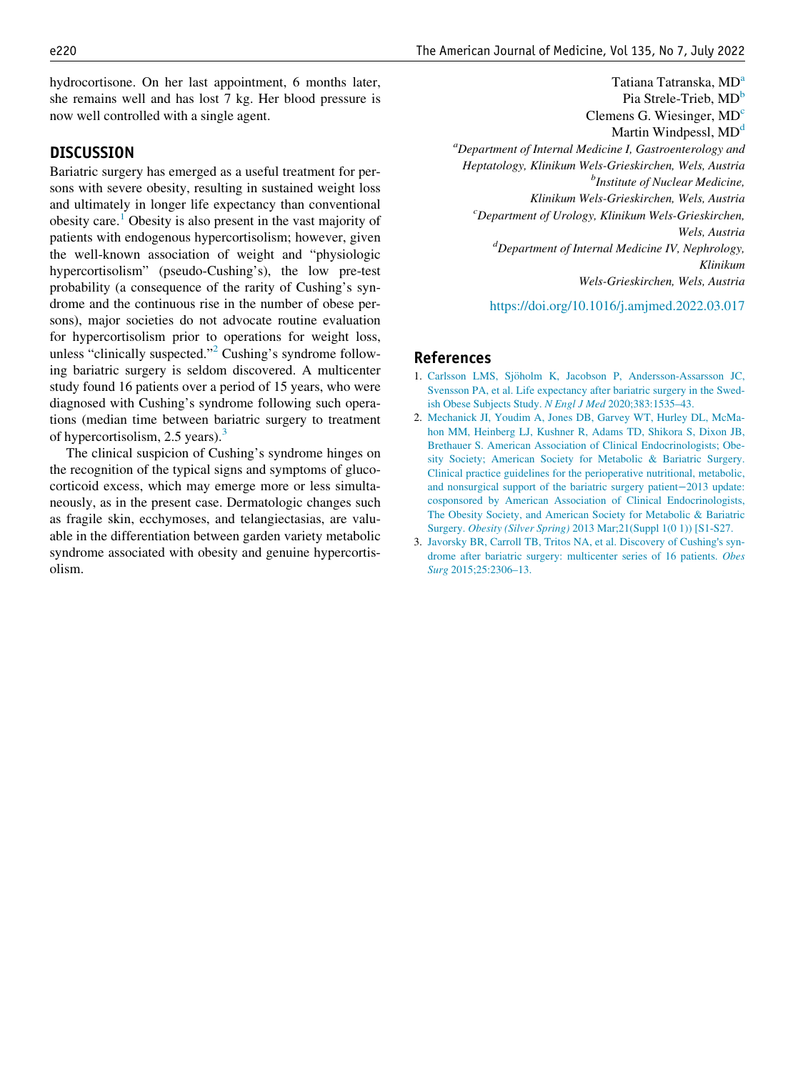hydrocortisone. On her last appointment, 6 months later, she remains well and has lost 7 kg. Her blood pressure is now well controlled with a single agent.

## DISCUSSION

Bariatric surgery has emerged as a useful treatment for persons with severe obesity, resulting in sustained weight loss and ultimately in longer life expectancy than conventional obesity care.[1] Obesity is also present in the vast majority of patients with endogenous hypercortisolism; however, given the well-known association of weight and "physiologic hypercortisolism" (pseudo-Cushing's), the low pre-test probability (a consequence of the rarity of Cushing's syndrome and the continuous rise in the number of obese persons), major societies do not advocate routine evaluation for hypercortisolism prior to operations for weight loss, unless "clinically suspected."[2] Cushing's syndrome following bariatric surgery is seldom discovered. A multicenter study found 16 patients over a period of 15 years, who were diagnosed with Cushing's syndrome following such operations (median time between bariatric surgery to treatment of hypercortisolism, 2.5 years).[3]

The clinical suspicion of Cushing's syndrome hinges on the recognition of the typical signs and symptoms of glucocorticoid excess, which may emerge more or less simultaneously, as in the present case. Dermatologic changes such as fragile skin, ecchymoses, and telangiectasias, are valuable in the differentiation between garden variety metabolic syndrome associated with obesity and genuine hypercortisolism.

Tatiana Tatranska, MD[a]
Pia Strele-Trieb, MD[b]
Clemens G. Wiesinger, MD[c]
Martin Windpessl, MD[d]

[a]*Department of Internal Medicine I, Gastroenterology and Heptatology, Klinikum Wels-Grieskirchen, Wels, Austria*
[b]*Institute of Nuclear Medicine, Klinikum Wels-Grieskirchen, Wels, Austria*
[c]*Department of Urology, Klinikum Wels-Grieskirchen, Wels, Austria*
[d]*Department of Internal Medicine IV, Nephrology, Klinikum Wels-Grieskirchen, Wels, Austria*

https://doi.org/10.1016/j.amjmed.2022.03.017

## References

1. Carlsson LMS, Sjöholm K, Jacobson P, Andersson-Assarsson JC, Svensson PA, et al. Life expectancy after bariatric surgery in the Swedish Obese Subjects Study. *N Engl J Med* 2020;383:1535–43.
2. Mechanick JI, Youdim A, Jones DB, Garvey WT, Hurley DL, McMahon MM, Heinberg LJ, Kushner R, Adams TD, Shikora S, Dixon JB, Brethauer S. American Association of Clinical Endocrinologists; Obesity Society; American Society for Metabolic & Bariatric Surgery. Clinical practice guidelines for the perioperative nutritional, metabolic, and nonsurgical support of the bariatric surgery patient—2013 update: cosponsored by American Association of Clinical Endocrinologists, The Obesity Society, and American Society for Metabolic & Bariatric Surgery. *Obesity (Silver Spring)* 2013 Mar;21(Suppl 1(0 1)) [S1-S27.
3. Javorsky BR, Carroll TB, Tritos NA, et al. Discovery of Cushing's syndrome after bariatric surgery: multicenter series of 16 patients. *Obes Surg* 2015;25:2306–13.